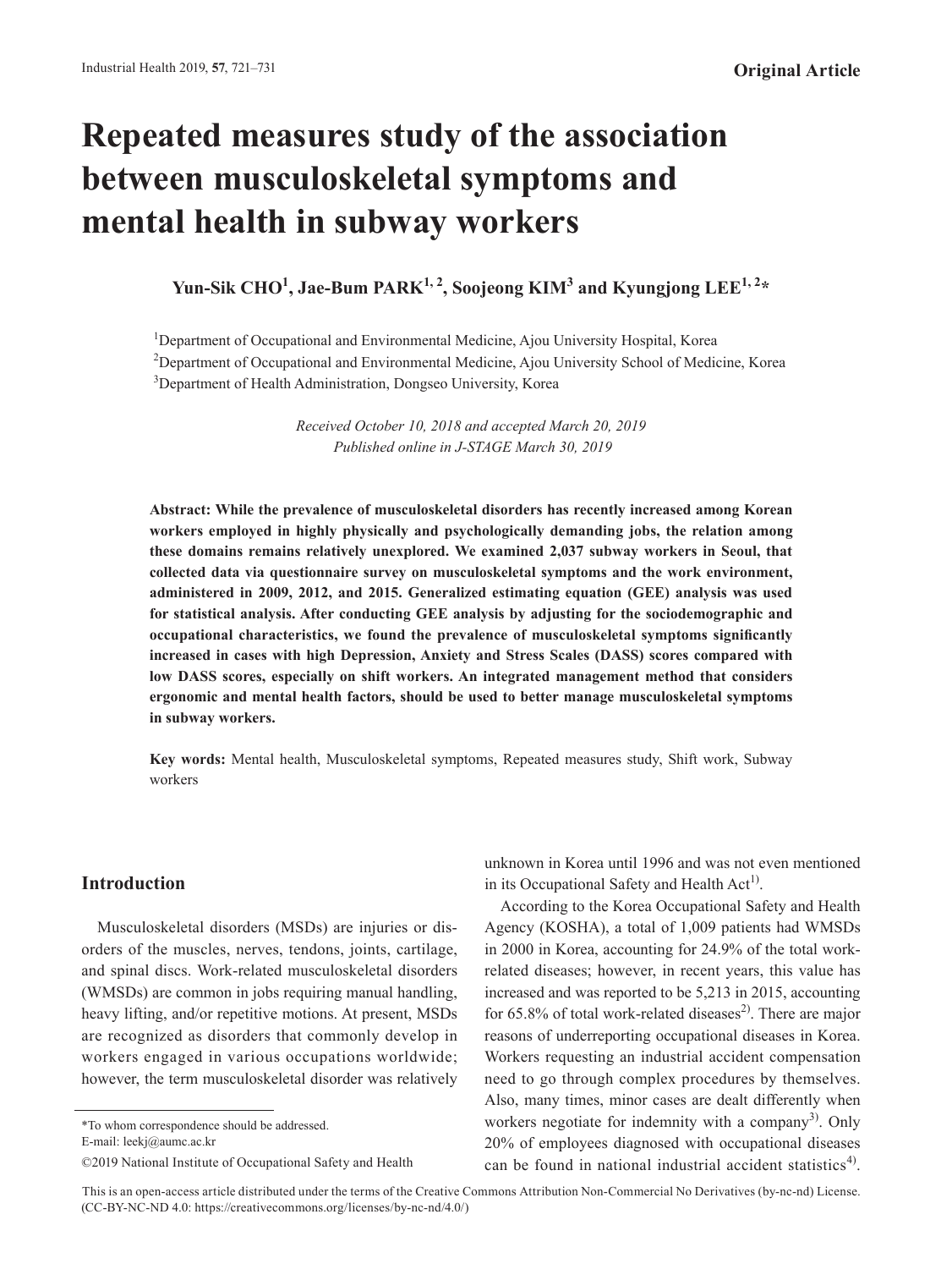Original Article

# Repeated measures study of the association between musculoskeletal symptoms and mental health in subway workers

**Yun-Sik CHO[1], Jae-Bum PARK[1, 2], Soojeong KIM[3] and Kyungjong LEE[1, 2]***

[1]Department of Occupational and Environmental Medicine, Ajou University Hospital, Korea
[2]Department of Occupational and Environmental Medicine, Ajou University School of Medicine, Korea
[3]Department of Health Administration, Dongseo University, Korea

*Received October 10, 2018 and accepted March 20, 2019*
*Published online in J-STAGE March 30, 2019*

**Abstract: While the prevalence of musculoskeletal disorders has recently increased among Korean workers employed in highly physically and psychologically demanding jobs, the relation among these domains remains relatively unexplored. We examined 2,037 subway workers in Seoul, that collected data via questionnaire survey on musculoskeletal symptoms and the work environment, administered in 2009, 2012, and 2015. Generalized estimating equation (GEE) analysis was used for statistical analysis. After conducting GEE analysis by adjusting for the sociodemographic and occupational characteristics, we found the prevalence of musculoskeletal symptoms significantly increased in cases with high Depression, Anxiety and Stress Scales (DASS) scores compared with low DASS scores, especially on shift workers. An integrated management method that considers ergonomic and mental health factors, should be used to better manage musculoskeletal symptoms in subway workers.**

**Key words:** Mental health, Musculoskeletal symptoms, Repeated measures study, Shift work, Subway workers

## Introduction

Musculoskeletal disorders (MSDs) are injuries or disorders of the muscles, nerves, tendons, joints, cartilage, and spinal discs. Work-related musculoskeletal disorders (WMSDs) are common in jobs requiring manual handling, heavy lifting, and/or repetitive motions. At present, MSDs are recognized as disorders that commonly develop in workers engaged in various occupations worldwide; however, the term musculoskeletal disorder was relatively unknown in Korea until 1996 and was not even mentioned in its Occupational Safety and Health Act[1].

According to the Korea Occupational Safety and Health Agency (KOSHA), a total of 1,009 patients had WMSDs in 2000 in Korea, accounting for 24.9% of the total work-related diseases; however, in recent years, this value has increased and was reported to be 5,213 in 2015, accounting for 65.8% of total work-related diseases[2]. There are major reasons of underreporting occupational diseases in Korea. Workers requesting an industrial accident compensation need to go through complex procedures by themselves. Also, many times, minor cases are dealt differently when workers negotiate for indemnity with a company[3]. Only 20% of employees diagnosed with occupational diseases can be found in national industrial accident statistics[4].

*To whom correspondence should be addressed.
E-mail: leekj@aumc.ac.kr

©2019 National Institute of Occupational Safety and Health

This is an open-access article distributed under the terms of the Creative Commons Attribution Non-Commercial No Derivatives (by-nc-nd) License. (CC-BY-NC-ND 4.0: https://creativecommons.org/licenses/by-nc-nd/4.0/)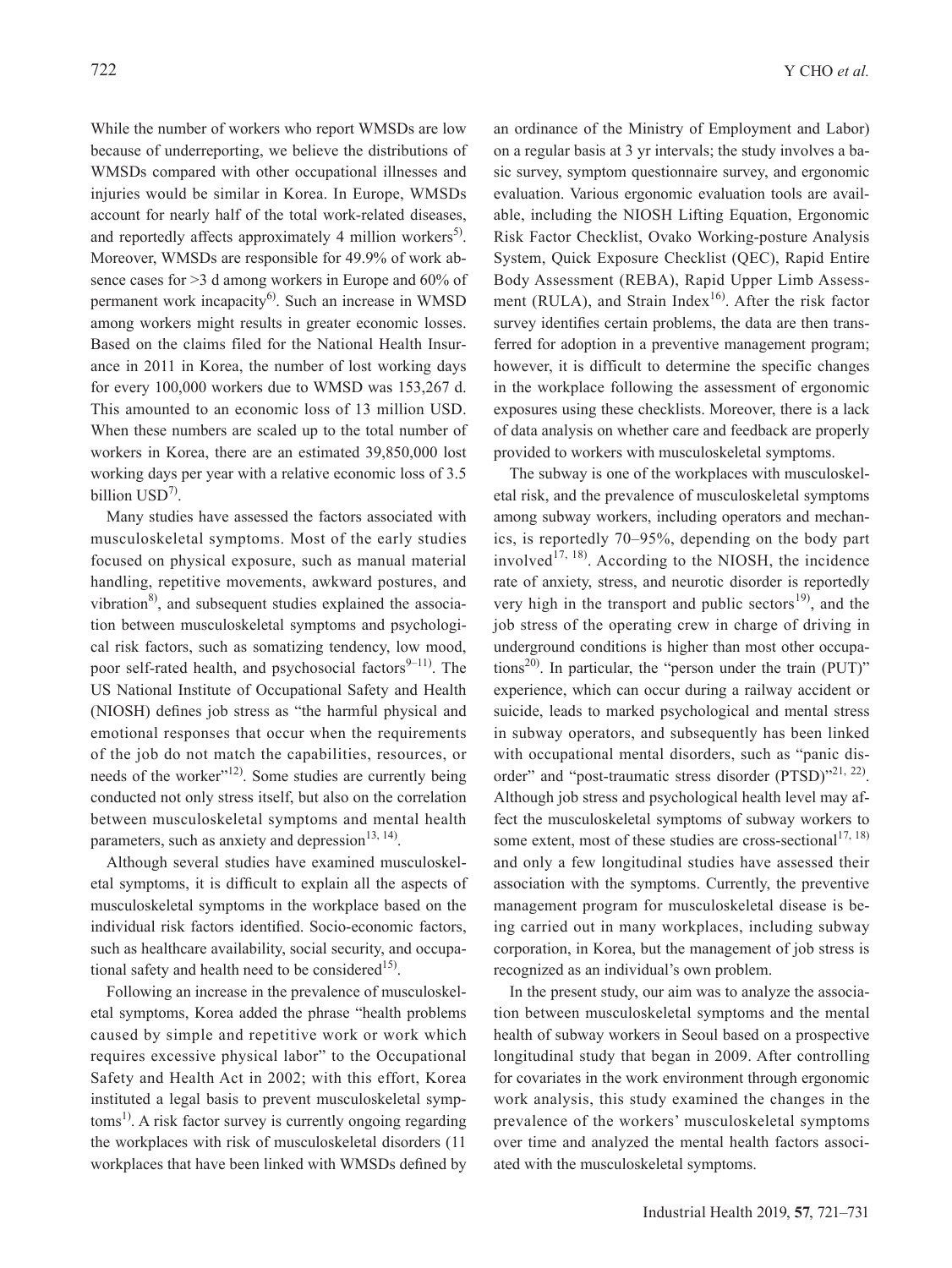While the number of workers who report WMSDs are low because of underreporting, we believe the distributions of WMSDs compared with other occupational illnesses and injuries would be similar in Korea. In Europe, WMSDs account for nearly half of the total work-related diseases, and reportedly affects approximately 4 million workers[5]. Moreover, WMSDs are responsible for 49.9% of work absence cases for >3 d among workers in Europe and 60% of permanent work incapacity[6]. Such an increase in WMSD among workers might results in greater economic losses. Based on the claims filed for the National Health Insurance in 2011 in Korea, the number of lost working days for every 100,000 workers due to WMSD was 153,267 d. This amounted to an economic loss of 13 million USD. When these numbers are scaled up to the total number of workers in Korea, there are an estimated 39,850,000 lost working days per year with a relative economic loss of 3.5 billion USD[7].

Many studies have assessed the factors associated with musculoskeletal symptoms. Most of the early studies focused on physical exposure, such as manual material handling, repetitive movements, awkward postures, and vibration[8], and subsequent studies explained the association between musculoskeletal symptoms and psychological risk factors, such as somatizing tendency, low mood, poor self-rated health, and psychosocial factors[9–11]. The US National Institute of Occupational Safety and Health (NIOSH) defines job stress as "the harmful physical and emotional responses that occur when the requirements of the job do not match the capabilities, resources, or needs of the worker"[12]. Some studies are currently being conducted not only stress itself, but also on the correlation between musculoskeletal symptoms and mental health parameters, such as anxiety and depression[13, 14].

Although several studies have examined musculoskeletal symptoms, it is difficult to explain all the aspects of musculoskeletal symptoms in the workplace based on the individual risk factors identified. Socio-economic factors, such as healthcare availability, social security, and occupational safety and health need to be considered[15].

Following an increase in the prevalence of musculoskeletal symptoms, Korea added the phrase "health problems caused by simple and repetitive work or work which requires excessive physical labor" to the Occupational Safety and Health Act in 2002; with this effort, Korea instituted a legal basis to prevent musculoskeletal symptoms[1]. A risk factor survey is currently ongoing regarding the workplaces with risk of musculoskeletal disorders (11 workplaces that have been linked with WMSDs defined by an ordinance of the Ministry of Employment and Labor) on a regular basis at 3 yr intervals; the study involves a basic survey, symptom questionnaire survey, and ergonomic evaluation. Various ergonomic evaluation tools are available, including the NIOSH Lifting Equation, Ergonomic Risk Factor Checklist, Ovako Working-posture Analysis System, Quick Exposure Checklist (QEC), Rapid Entire Body Assessment (REBA), Rapid Upper Limb Assessment (RULA), and Strain Index[16]. After the risk factor survey identifies certain problems, the data are then transferred for adoption in a preventive management program; however, it is difficult to determine the specific changes in the workplace following the assessment of ergonomic exposures using these checklists. Moreover, there is a lack of data analysis on whether care and feedback are properly provided to workers with musculoskeletal symptoms.

The subway is one of the workplaces with musculoskeletal risk, and the prevalence of musculoskeletal symptoms among subway workers, including operators and mechanics, is reportedly 70–95%, depending on the body part involved[17, 18]. According to the NIOSH, the incidence rate of anxiety, stress, and neurotic disorder is reportedly very high in the transport and public sectors[19], and the job stress of the operating crew in charge of driving in underground conditions is higher than most other occupations[20]. In particular, the "person under the train (PUT)" experience, which can occur during a railway accident or suicide, leads to marked psychological and mental stress in subway operators, and subsequently has been linked with occupational mental disorders, such as "panic disorder" and "post-traumatic stress disorder (PTSD)"[21, 22]. Although job stress and psychological health level may affect the musculoskeletal symptoms of subway workers to some extent, most of these studies are cross-sectional[17, 18] and only a few longitudinal studies have assessed their association with the symptoms. Currently, the preventive management program for musculoskeletal disease is being carried out in many workplaces, including subway corporation, in Korea, but the management of job stress is recognized as an individual's own problem.

In the present study, our aim was to analyze the association between musculoskeletal symptoms and the mental health of subway workers in Seoul based on a prospective longitudinal study that began in 2009. After controlling for covariates in the work environment through ergonomic work analysis, this study examined the changes in the prevalence of the workers' musculoskeletal symptoms over time and analyzed the mental health factors associated with the musculoskeletal symptoms.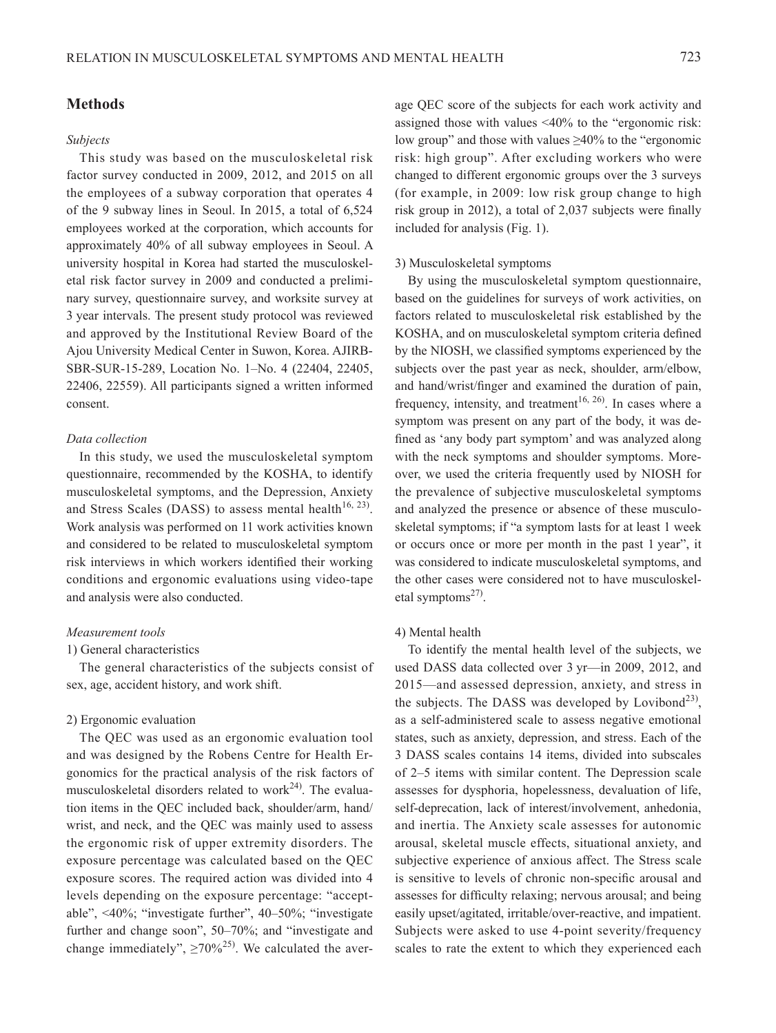## Methods

### *Subjects*

This study was based on the musculoskeletal risk factor survey conducted in 2009, 2012, and 2015 on all the employees of a subway corporation that operates 4 of the 9 subway lines in Seoul. In 2015, a total of 6,524 employees worked at the corporation, which accounts for approximately 40% of all subway employees in Seoul. A university hospital in Korea had started the musculoskeletal risk factor survey in 2009 and conducted a preliminary survey, questionnaire survey, and worksite survey at 3 year intervals. The present study protocol was reviewed and approved by the Institutional Review Board of the Ajou University Medical Center in Suwon, Korea. AJIRB-SBR-SUR-15-289, Location No. 1–No. 4 (22404, 22405, 22406, 22559). All participants signed a written informed consent.

### *Data collection*

In this study, we used the musculoskeletal symptom questionnaire, recommended by the KOSHA, to identify musculoskeletal symptoms, and the Depression, Anxiety and Stress Scales (DASS) to assess mental health[16, 23]. Work analysis was performed on 11 work activities known and considered to be related to musculoskeletal symptom risk interviews in which workers identified their working conditions and ergonomic evaluations using video-tape and analysis were also conducted.

### *Measurement tools*

1) General characteristics

The general characteristics of the subjects consist of sex, age, accident history, and work shift.

2) Ergonomic evaluation

The QEC was used as an ergonomic evaluation tool and was designed by the Robens Centre for Health Ergonomics for the practical analysis of the risk factors of musculoskeletal disorders related to work[24]. The evaluation items in the QEC included back, shoulder/arm, hand/wrist, and neck, and the QEC was mainly used to assess the ergonomic risk of upper extremity disorders. The exposure percentage was calculated based on the QEC exposure scores. The required action was divided into 4 levels depending on the exposure percentage: "acceptable", <40%; "investigate further", 40–50%; "investigate further and change soon", 50–70%; and "investigate and change immediately", ≥70%[25]. We calculated the average QEC score of the subjects for each work activity and assigned those with values <40% to the "ergonomic risk: low group" and those with values ≥40% to the "ergonomic risk: high group". After excluding workers who were changed to different ergonomic groups over the 3 surveys (for example, in 2009: low risk group change to high risk group in 2012), a total of 2,037 subjects were finally included for analysis (Fig. 1).

3) Musculoskeletal symptoms

By using the musculoskeletal symptom questionnaire, based on the guidelines for surveys of work activities, on factors related to musculoskeletal risk established by the KOSHA, and on musculoskeletal symptom criteria defined by the NIOSH, we classified symptoms experienced by the subjects over the past year as neck, shoulder, arm/elbow, and hand/wrist/finger and examined the duration of pain, frequency, intensity, and treatment[16, 26]. In cases where a symptom was present on any part of the body, it was defined as 'any body part symptom' and was analyzed along with the neck symptoms and shoulder symptoms. Moreover, we used the criteria frequently used by NIOSH for the prevalence of subjective musculoskeletal symptoms and analyzed the presence or absence of these musculoskeletal symptoms; if "a symptom lasts for at least 1 week or occurs once or more per month in the past 1 year", it was considered to indicate musculoskeletal symptoms, and the other cases were considered not to have musculoskeletal symptoms[27].

4) Mental health

To identify the mental health level of the subjects, we used DASS data collected over 3 yr—in 2009, 2012, and 2015—and assessed depression, anxiety, and stress in the subjects. The DASS was developed by Lovibond[23], as a self-administered scale to assess negative emotional states, such as anxiety, depression, and stress. Each of the 3 DASS scales contains 14 items, divided into subscales of 2–5 items with similar content. The Depression scale assesses for dysphoria, hopelessness, devaluation of life, self-deprecation, lack of interest/involvement, anhedonia, and inertia. The Anxiety scale assesses for autonomic arousal, skeletal muscle effects, situational anxiety, and subjective experience of anxious affect. The Stress scale is sensitive to levels of chronic non-specific arousal and assesses for difficulty relaxing; nervous arousal; and being easily upset/agitated, irritable/over-reactive, and impatient. Subjects were asked to use 4-point severity/frequency scales to rate the extent to which they experienced each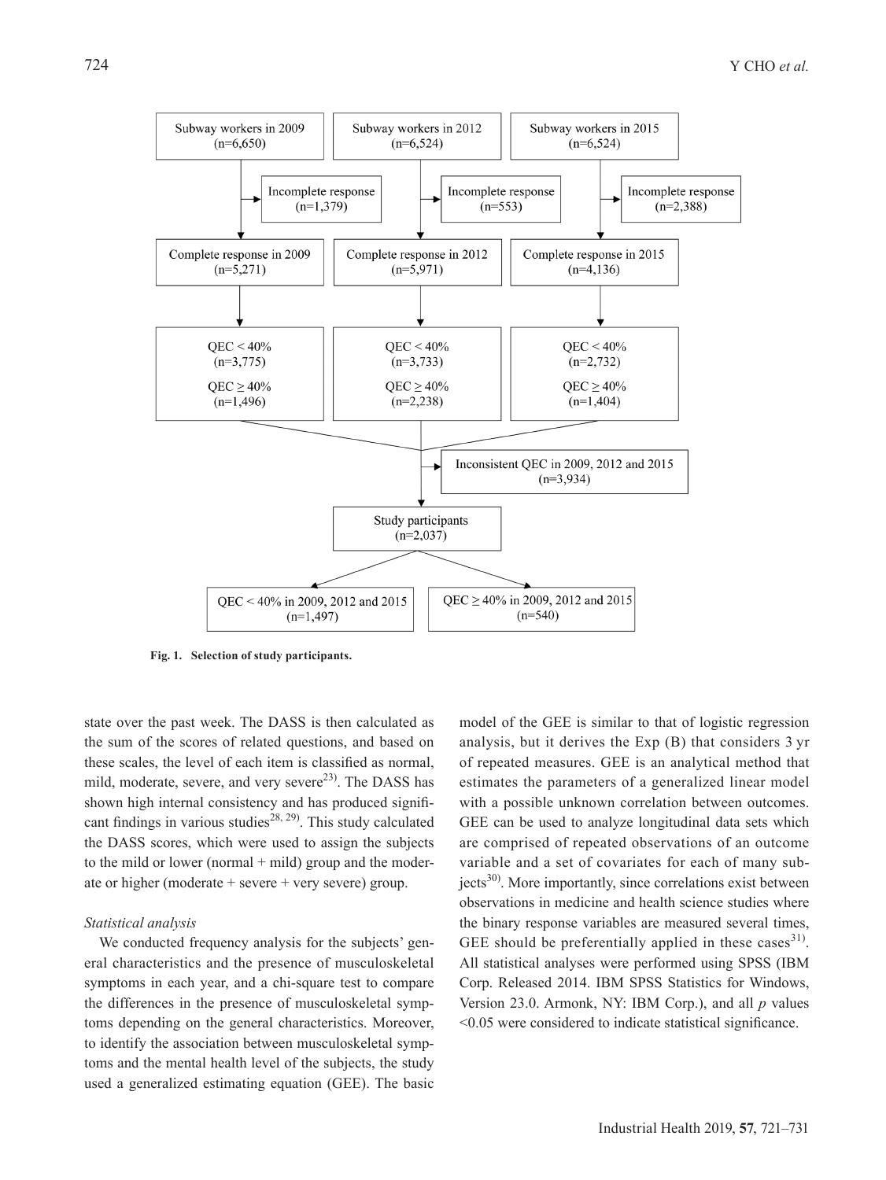Subway workers in 2009 (n=6,650) → Incomplete response (n=1,379) → Complete response in 2009 (n=5,271) → QEC < 40% (n=3,775); QEC ≥ 40% (n=1,496)

Subway workers in 2012 (n=6,524) → Incomplete response (n=553) → Complete response in 2012 (n=5,971) → QEC < 40% (n=3,733); QEC ≥ 40% (n=2,238)

Subway workers in 2015 (n=6,524) → Incomplete response (n=2,388) → Complete response in 2015 (n=4,136) → QEC < 40% (n=2,732); QEC ≥ 40% (n=1,404)

Inconsistent QEC in 2009, 2012 and 2015 (n=3,934)

Study participants (n=2,037)

QEC < 40% in 2009, 2012 and 2015 (n=1,497)

QEC ≥ 40% in 2009, 2012 and 2015 (n=540)

**Fig. 1. Selection of study participants.**

state over the past week. The DASS is then calculated as the sum of the scores of related questions, and based on these scales, the level of each item is classified as normal, mild, moderate, severe, and very severe[23]. The DASS has shown high internal consistency and has produced significant findings in various studies[28, 29]. This study calculated the DASS scores, which were used to assign the subjects to the mild or lower (normal + mild) group and the moderate or higher (moderate + severe + very severe) group.

*Statistical analysis*

We conducted frequency analysis for the subjects' general characteristics and the presence of musculoskeletal symptoms in each year, and a chi-square test to compare the differences in the presence of musculoskeletal symptoms depending on the general characteristics. Moreover, to identify the association between musculoskeletal symptoms and the mental health level of the subjects, the study used a generalized estimating equation (GEE). The basic model of the GEE is similar to that of logistic regression analysis, but it derives the Exp (B) that considers 3 yr of repeated measures. GEE is an analytical method that estimates the parameters of a generalized linear model with a possible unknown correlation between outcomes. GEE can be used to analyze longitudinal data sets which are comprised of repeated observations of an outcome variable and a set of covariates for each of many subjects[30]. More importantly, since correlations exist between observations in medicine and health science studies where the binary response variables are measured several times, GEE should be preferentially applied in these cases[31]. All statistical analyses were performed using SPSS (IBM Corp. Released 2014. IBM SPSS Statistics for Windows, Version 23.0. Armonk, NY: IBM Corp.), and all $p$ values <0.05 were considered to indicate statistical significance.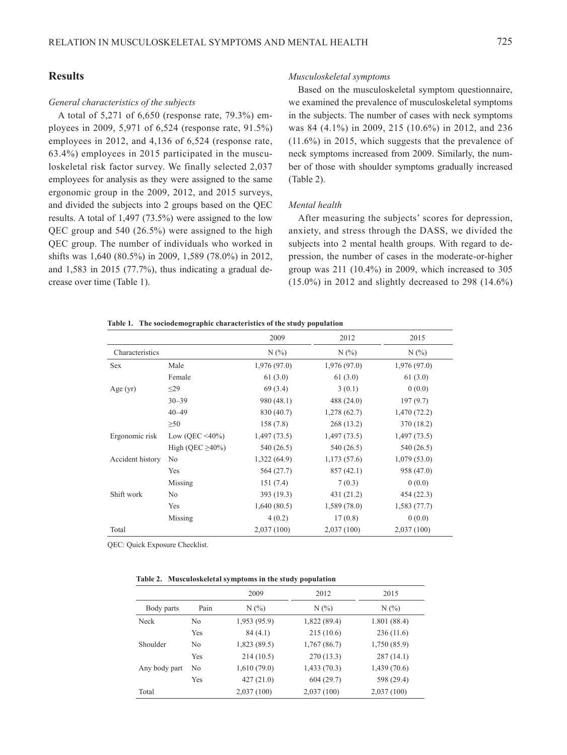## Results

*General characteristics of the subjects*

A total of 5,271 of 6,650 (response rate, 79.3%) employees in 2009, 5,971 of 6,524 (response rate, 91.5%) employees in 2012, and 4,136 of 6,524 (response rate, 63.4%) employees in 2015 participated in the musculoskeletal risk factor survey. We finally selected 2,037 employees for analysis as they were assigned to the same ergonomic group in the 2009, 2012, and 2015 surveys, and divided the subjects into 2 groups based on the QEC results. A total of 1,497 (73.5%) were assigned to the low QEC group and 540 (26.5%) were assigned to the high QEC group. The number of individuals who worked in shifts was 1,640 (80.5%) in 2009, 1,589 (78.0%) in 2012, and 1,583 in 2015 (77.7%), thus indicating a gradual decrease over time (Table 1).

*Musculoskeletal symptoms*

Based on the musculoskeletal symptom questionnaire, we examined the prevalence of musculoskeletal symptoms in the subjects. The number of cases with neck symptoms was 84 (4.1%) in 2009, 215 (10.6%) in 2012, and 236 (11.6%) in 2015, which suggests that the prevalence of neck symptoms increased from 2009. Similarly, the number of those with shoulder symptoms gradually increased (Table 2).

*Mental health*

After measuring the subjects' scores for depression, anxiety, and stress through the DASS, we divided the subjects into 2 mental health groups. With regard to depression, the number of cases in the moderate-or-higher group was 211 (10.4%) in 2009, which increased to 305 (15.0%) in 2012 and slightly decreased to 298 (14.6%)

**Table 1. The sociodemographic characteristics of the study population**

| | | 2009 | 2012 | 2015 |
|---|---|---|---|---|
| Characteristics | | N (%) | N (%) | N (%) |
| Sex | Male | 1,976 (97.0) | 1,976 (97.0) | 1,976 (97.0) |
| | Female | 61 (3.0) | 61 (3.0) | 61 (3.0) |
| Age (yr) | ≤29 | 69 (3.4) | 3 (0.1) | 0 (0.0) |
| | 30–39 | 980 (48.1) | 488 (24.0) | 197 (9.7) |
| | 40–49 | 830 (40.7) | 1,278 (62.7) | 1,470 (72.2) |
| | ≥50 | 158 (7.8) | 268 (13.2) | 370 (18.2) |
| Ergonomic risk | Low (QEC <40%) | 1,497 (73.5) | 1,497 (73.5) | 1,497 (73.5) |
| | High (QEC ≥40%) | 540 (26.5) | 540 (26.5) | 540 (26.5) |
| Accident history | No | 1,322 (64.9) | 1,173 (57.6) | 1,079 (53.0) |
| | Yes | 564 (27.7) | 857 (42.1) | 958 (47.0) |
| | Missing | 151 (7.4) | 7 (0.3) | 0 (0.0) |
| Shift work | No | 393 (19.3) | 431 (21.2) | 454 (22.3) |
| | Yes | 1,640 (80.5) | 1,589 (78.0) | 1,583 (77.7) |
| | Missing | 4 (0.2) | 17 (0.8) | 0 (0.0) |
| Total | | 2,037 (100) | 2,037 (100) | 2,037 (100) |

QEC: Quick Exposure Checklist.

**Table 2. Musculoskeletal symptoms in the study population**

| | | 2009 | 2012 | 2015 |
|---|---|---|---|---|
| Body parts | Pain | N (%) | N (%) | N (%) |
| Neck | No | 1,953 (95.9) | 1,822 (89.4) | 1.801 (88.4) |
| | Yes | 84 (4.1) | 215 (10.6) | 236 (11.6) |
| Shoulder | No | 1,823 (89.5) | 1,767 (86.7) | 1,750 (85.9) |
| | Yes | 214 (10.5) | 270 (13.3) | 287 (14.1) |
| Any body part | No | 1,610 (79.0) | 1,433 (70.3) | 1,439 (70.6) |
| | Yes | 427 (21.0) | 604 (29.7) | 598 (29.4) |
| Total | | 2,037 (100) | 2,037 (100) | 2,037 (100) |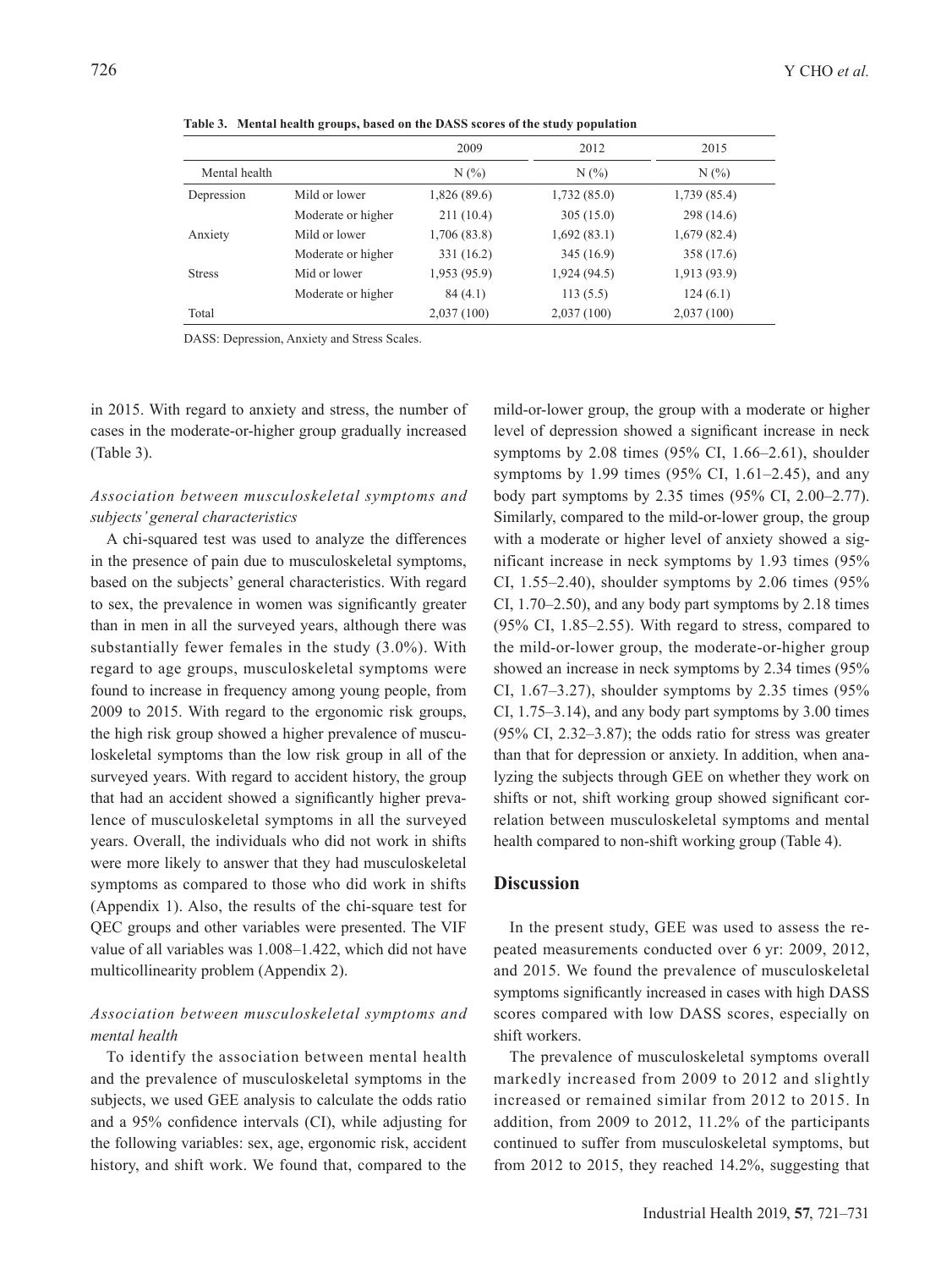**Table 3. Mental health groups, based on the DASS scores of the study population**

| | | 2009 | 2012 | 2015 |
|---|---|---|---|---|
| Mental health | | N (%) | N (%) | N (%) |
| Depression | Mild or lower | 1,826 (89.6) | 1,732 (85.0) | 1,739 (85.4) |
| | Moderate or higher | 211 (10.4) | 305 (15.0) | 298 (14.6) |
| Anxiety | Mild or lower | 1,706 (83.8) | 1,692 (83.1) | 1,679 (82.4) |
| | Moderate or higher | 331 (16.2) | 345 (16.9) | 358 (17.6) |
| Stress | Mid or lower | 1,953 (95.9) | 1,924 (94.5) | 1,913 (93.9) |
| | Moderate or higher | 84 (4.1) | 113 (5.5) | 124 (6.1) |
| Total | | 2,037 (100) | 2,037 (100) | 2,037 (100) |

DASS: Depression, Anxiety and Stress Scales.

in 2015. With regard to anxiety and stress, the number of cases in the moderate-or-higher group gradually increased (Table 3).

### *Association between musculoskeletal symptoms and subjects' general characteristics*

A chi-squared test was used to analyze the differences in the presence of pain due to musculoskeletal symptoms, based on the subjects' general characteristics. With regard to sex, the prevalence in women was significantly greater than in men in all the surveyed years, although there was substantially fewer females in the study (3.0%). With regard to age groups, musculoskeletal symptoms were found to increase in frequency among young people, from 2009 to 2015. With regard to the ergonomic risk groups, the high risk group showed a higher prevalence of musculoskeletal symptoms than the low risk group in all of the surveyed years. With regard to accident history, the group that had an accident showed a significantly higher prevalence of musculoskeletal symptoms in all the surveyed years. Overall, the individuals who did not work in shifts were more likely to answer that they had musculoskeletal symptoms as compared to those who did work in shifts (Appendix 1). Also, the results of the chi-square test for QEC groups and other variables were presented. The VIF value of all variables was 1.008–1.422, which did not have multicollinearity problem (Appendix 2).

### *Association between musculoskeletal symptoms and mental health*

To identify the association between mental health and the prevalence of musculoskeletal symptoms in the subjects, we used GEE analysis to calculate the odds ratio and a 95% confidence intervals (CI), while adjusting for the following variables: sex, age, ergonomic risk, accident history, and shift work. We found that, compared to the mild-or-lower group, the group with a moderate or higher level of depression showed a significant increase in neck symptoms by 2.08 times (95% CI, 1.66–2.61), shoulder symptoms by 1.99 times (95% CI, 1.61–2.45), and any body part symptoms by 2.35 times (95% CI, 2.00–2.77). Similarly, compared to the mild-or-lower group, the group with a moderate or higher level of anxiety showed a significant increase in neck symptoms by 1.93 times (95% CI, 1.55–2.40), shoulder symptoms by 2.06 times (95% CI, 1.70–2.50), and any body part symptoms by 2.18 times (95% CI, 1.85–2.55). With regard to stress, compared to the mild-or-lower group, the moderate-or-higher group showed an increase in neck symptoms by 2.34 times (95% CI, 1.67–3.27), shoulder symptoms by 2.35 times (95% CI, 1.75–3.14), and any body part symptoms by 3.00 times (95% CI, 2.32–3.87); the odds ratio for stress was greater than that for depression or anxiety. In addition, when analyzing the subjects through GEE on whether they work on shifts or not, shift working group showed significant correlation between musculoskeletal symptoms and mental health compared to non-shift working group (Table 4).

## Discussion

In the present study, GEE was used to assess the repeated measurements conducted over 6 yr: 2009, 2012, and 2015. We found the prevalence of musculoskeletal symptoms significantly increased in cases with high DASS scores compared with low DASS scores, especially on shift workers.

The prevalence of musculoskeletal symptoms overall markedly increased from 2009 to 2012 and slightly increased or remained similar from 2012 to 2015. In addition, from 2009 to 2012, 11.2% of the participants continued to suffer from musculoskeletal symptoms, but from 2012 to 2015, they reached 14.2%, suggesting that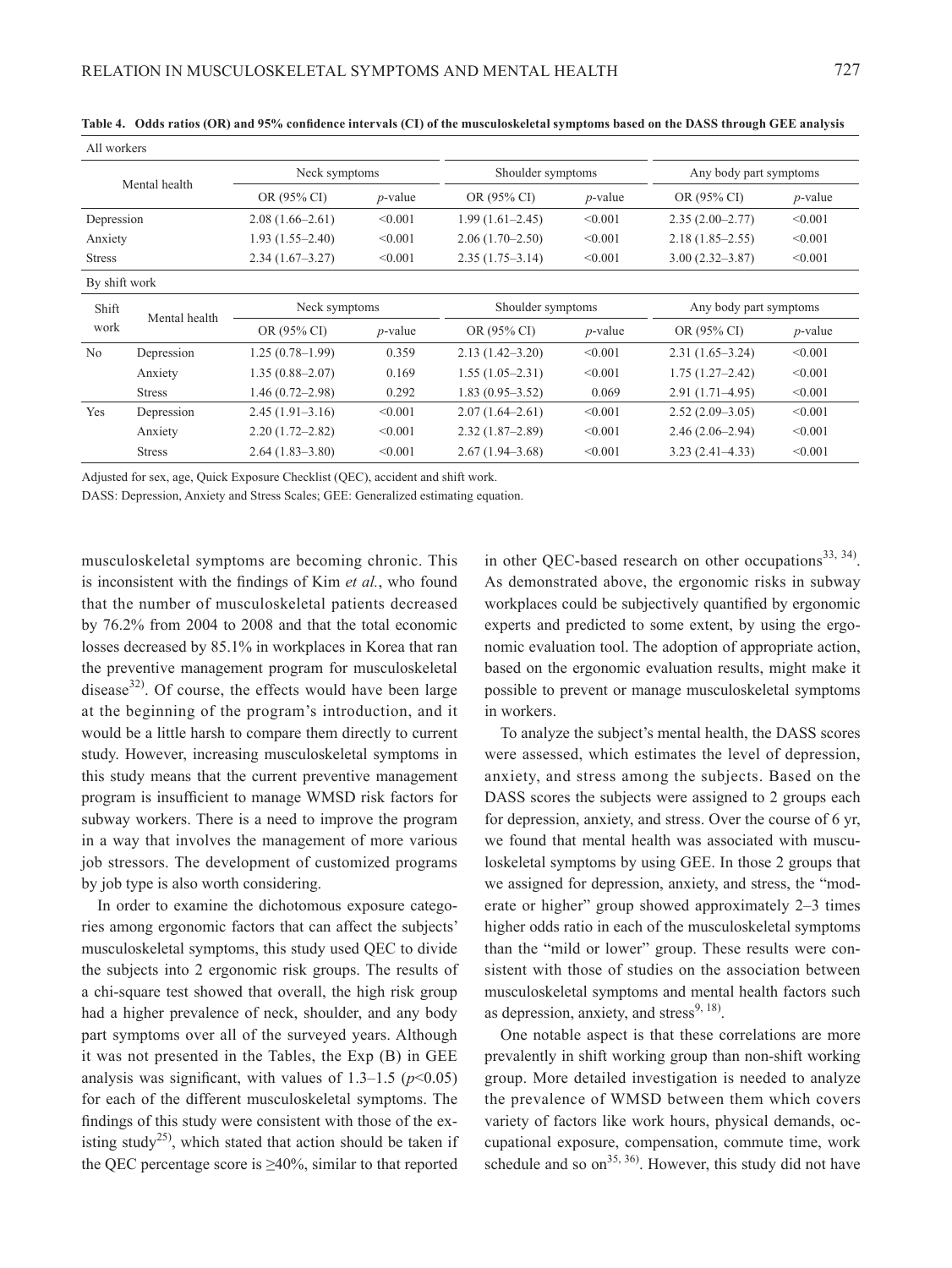**Table 4. Odds ratios (OR) and 95% confidence intervals (CI) of the musculoskeletal symptoms based on the DASS through GEE analysis**

All workers

| Mental health | | Neck symptoms | | Shoulder symptoms | | Any body part symptoms | |
|---|---|---|---|---|---|---|---|
| | | OR (95% CI) | *p*-value | OR (95% CI) | *p*-value | OR (95% CI) | *p*-value |
| Depression | | 2.08 (1.66–2.61) | <0.001 | 1.99 (1.61–2.45) | <0.001 | 2.35 (2.00–2.77) | <0.001 |
| Anxiety | | 1.93 (1.55–2.40) | <0.001 | 2.06 (1.70–2.50) | <0.001 | 2.18 (1.85–2.55) | <0.001 |
| Stress | | 2.34 (1.67–3.27) | <0.001 | 2.35 (1.75–3.14) | <0.001 | 3.00 (2.32–3.87) | <0.001 |

By shift work

| Shift work | Mental health | Neck symptoms | | Shoulder symptoms | | Any body part symptoms | |
|---|---|---|---|---|---|---|---|
| | | OR (95% CI) | *p*-value | OR (95% CI) | *p*-value | OR (95% CI) | *p*-value |
| No | Depression | 1.25 (0.78–1.99) | 0.359 | 2.13 (1.42–3.20) | <0.001 | 2.31 (1.65–3.24) | <0.001 |
| | Anxiety | 1.35 (0.88–2.07) | 0.169 | 1.55 (1.05–2.31) | <0.001 | 1.75 (1.27–2.42) | <0.001 |
| | Stress | 1.46 (0.72–2.98) | 0.292 | 1.83 (0.95–3.52) | 0.069 | 2.91 (1.71–4.95) | <0.001 |
| Yes | Depression | 2.45 (1.91–3.16) | <0.001 | 2.07 (1.64–2.61) | <0.001 | 2.52 (2.09–3.05) | <0.001 |
| | Anxiety | 2.20 (1.72–2.82) | <0.001 | 2.32 (1.87–2.89) | <0.001 | 2.46 (2.06–2.94) | <0.001 |
| | Stress | 2.64 (1.83–3.80) | <0.001 | 2.67 (1.94–3.68) | <0.001 | 3.23 (2.41–4.33) | <0.001 |

Adjusted for sex, age, Quick Exposure Checklist (QEC), accident and shift work.

DASS: Depression, Anxiety and Stress Scales; GEE: Generalized estimating equation.

musculoskeletal symptoms are becoming chronic. This is inconsistent with the findings of Kim *et al.*, who found that the number of musculoskeletal patients decreased by 76.2% from 2004 to 2008 and that the total economic losses decreased by 85.1% in workplaces in Korea that ran the preventive management program for musculoskeletal disease[32]. Of course, the effects would have been large at the beginning of the program's introduction, and it would be a little harsh to compare them directly to current study. However, increasing musculoskeletal symptoms in this study means that the current preventive management program is insufficient to manage WMSD risk factors for subway workers. There is a need to improve the program in a way that involves the management of more various job stressors. The development of customized programs by job type is also worth considering.

In order to examine the dichotomous exposure categories among ergonomic factors that can affect the subjects' musculoskeletal symptoms, this study used QEC to divide the subjects into 2 ergonomic risk groups. The results of a chi-square test showed that overall, the high risk group had a higher prevalence of neck, shoulder, and any body part symptoms over all of the surveyed years. Although it was not presented in the Tables, the Exp (B) in GEE analysis was significant, with values of 1.3–1.5 ($p<0.05$) for each of the different musculoskeletal symptoms. The findings of this study were consistent with those of the existing study[25], which stated that action should be taken if the QEC percentage score is ≥40%, similar to that reported in other QEC-based research on other occupations[33, 34]. As demonstrated above, the ergonomic risks in subway workplaces could be subjectively quantified by ergonomic experts and predicted to some extent, by using the ergonomic evaluation tool. The adoption of appropriate action, based on the ergonomic evaluation results, might make it possible to prevent or manage musculoskeletal symptoms in workers.

To analyze the subject's mental health, the DASS scores were assessed, which estimates the level of depression, anxiety, and stress among the subjects. Based on the DASS scores the subjects were assigned to 2 groups each for depression, anxiety, and stress. Over the course of 6 yr, we found that mental health was associated with musculoskeletal symptoms by using GEE. In those 2 groups that we assigned for depression, anxiety, and stress, the "moderate or higher" group showed approximately 2–3 times higher odds ratio in each of the musculoskeletal symptoms than the "mild or lower" group. These results were consistent with those of studies on the association between musculoskeletal symptoms and mental health factors such as depression, anxiety, and stress[9, 18].

One notable aspect is that these correlations are more prevalently in shift working group than non-shift working group. More detailed investigation is needed to analyze the prevalence of WMSD between them which covers variety of factors like work hours, physical demands, occupational exposure, compensation, commute time, work schedule and so on[35, 36]. However, this study did not have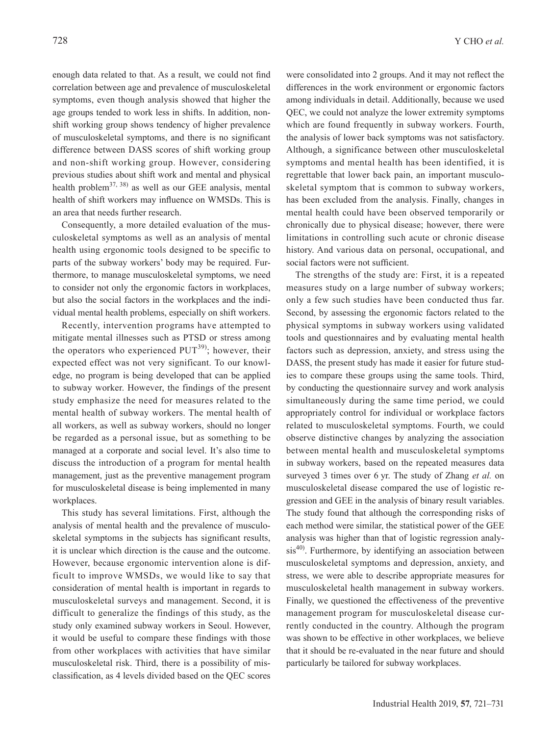enough data related to that. As a result, we could not find correlation between age and prevalence of musculoskeletal symptoms, even though analysis showed that higher the age groups tended to work less in shifts. In addition, non-shift working group shows tendency of higher prevalence of musculoskeletal symptoms, and there is no significant difference between DASS scores of shift working group and non-shift working group. However, considering previous studies about shift work and mental and physical health problem[37, 38] as well as our GEE analysis, mental health of shift workers may influence on WMSDs. This is an area that needs further research.

Consequently, a more detailed evaluation of the musculoskeletal symptoms as well as an analysis of mental health using ergonomic tools designed to be specific to parts of the subway workers' body may be required. Furthermore, to manage musculoskeletal symptoms, we need to consider not only the ergonomic factors in workplaces, but also the social factors in the workplaces and the individual mental health problems, especially on shift workers.

Recently, intervention programs have attempted to mitigate mental illnesses such as PTSD or stress among the operators who experienced PUT[39]; however, their expected effect was not very significant. To our knowledge, no program is being developed that can be applied to subway worker. However, the findings of the present study emphasize the need for measures related to the mental health of subway workers. The mental health of all workers, as well as subway workers, should no longer be regarded as a personal issue, but as something to be managed at a corporate and social level. It's also time to discuss the introduction of a program for mental health management, just as the preventive management program for musculoskeletal disease is being implemented in many workplaces.

This study has several limitations. First, although the analysis of mental health and the prevalence of musculoskeletal symptoms in the subjects has significant results, it is unclear which direction is the cause and the outcome. However, because ergonomic intervention alone is difficult to improve WMSDs, we would like to say that consideration of mental health is important in regards to musculoskeletal surveys and management. Second, it is difficult to generalize the findings of this study, as the study only examined subway workers in Seoul. However, it would be useful to compare these findings with those from other workplaces with activities that have similar musculoskeletal risk. Third, there is a possibility of misclassification, as 4 levels divided based on the QEC scores were consolidated into 2 groups. And it may not reflect the differences in the work environment or ergonomic factors among individuals in detail. Additionally, because we used QEC, we could not analyze the lower extremity symptoms which are found frequently in subway workers. Fourth, the analysis of lower back symptoms was not satisfactory. Although, a significance between other musculoskeletal symptoms and mental health has been identified, it is regrettable that lower back pain, an important musculoskeletal symptom that is common to subway workers, has been excluded from the analysis. Finally, changes in mental health could have been observed temporarily or chronically due to physical disease; however, there were limitations in controlling such acute or chronic disease history. And various data on personal, occupational, and social factors were not sufficient.

The strengths of the study are: First, it is a repeated measures study on a large number of subway workers; only a few such studies have been conducted thus far. Second, by assessing the ergonomic factors related to the physical symptoms in subway workers using validated tools and questionnaires and by evaluating mental health factors such as depression, anxiety, and stress using the DASS, the present study has made it easier for future studies to compare these groups using the same tools. Third, by conducting the questionnaire survey and work analysis simultaneously during the same time period, we could appropriately control for individual or workplace factors related to musculoskeletal symptoms. Fourth, we could observe distinctive changes by analyzing the association between mental health and musculoskeletal symptoms in subway workers, based on the repeated measures data surveyed 3 times over 6 yr. The study of Zhang *et al.* on musculoskeletal disease compared the use of logistic regression and GEE in the analysis of binary result variables. The study found that although the corresponding risks of each method were similar, the statistical power of the GEE analysis was higher than that of logistic regression analysis[40]. Furthermore, by identifying an association between musculoskeletal symptoms and depression, anxiety, and stress, we were able to describe appropriate measures for musculoskeletal health management in subway workers. Finally, we questioned the effectiveness of the preventive management program for musculoskeletal disease currently conducted in the country. Although the program was shown to be effective in other workplaces, we believe that it should be re-evaluated in the near future and should particularly be tailored for subway workplaces.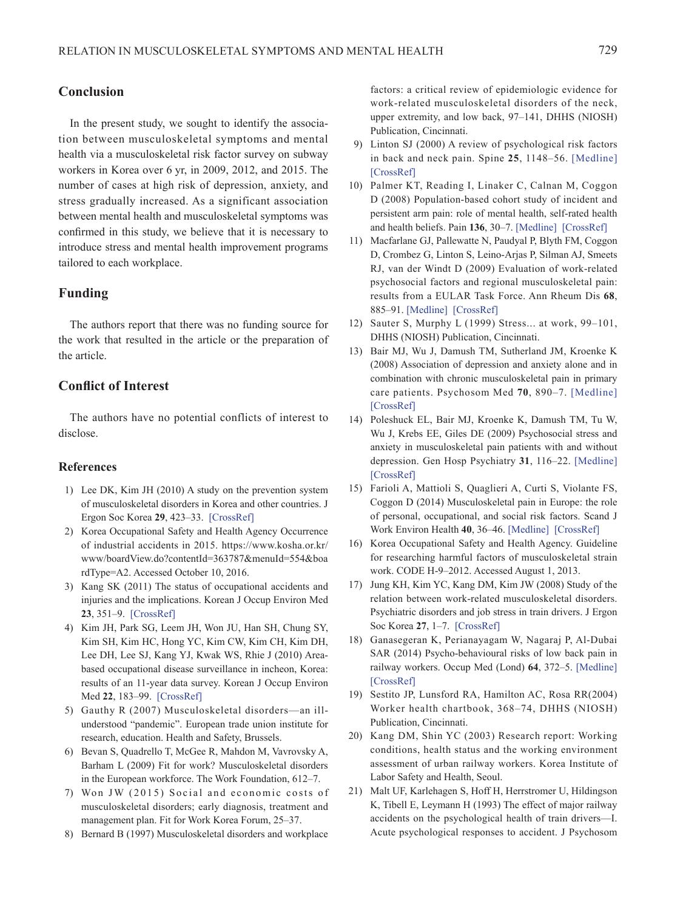## Conclusion

In the present study, we sought to identify the association between musculoskeletal symptoms and mental health via a musculoskeletal risk factor survey on subway workers in Korea over 6 yr, in 2009, 2012, and 2015. The number of cases at high risk of depression, anxiety, and stress gradually increased. As a significant association between mental health and musculoskeletal symptoms was confirmed in this study, we believe that it is necessary to introduce stress and mental health improvement programs tailored to each workplace.

## Funding

The authors report that there was no funding source for the work that resulted in the article or the preparation of the article.

## Conflict of Interest

The authors have no potential conflicts of interest to disclose.

## References

1) Lee DK, Kim JH (2010) A study on the prevention system of musculoskeletal disorders in Korea and other countries. J Ergon Soc Korea **29**, 423–33. [CrossRef]
2) Korea Occupational Safety and Health Agency Occurrence of industrial accidents in 2015. https://www.kosha.or.kr/www/boardView.do?contentId=363787&menuId=554&boardType=A2. Accessed October 10, 2016.
3) Kang SK (2011) The status of occupational accidents and injuries and the implications. Korean J Occup Environ Med **23**, 351–9. [CrossRef]
4) Kim JH, Park SG, Leem JH, Won JU, Han SH, Chung SY, Kim SH, Kim HC, Hong YC, Kim CW, Kim CH, Kim DH, Lee DH, Lee SJ, Kang YJ, Kwak WS, Rhie J (2010) Area-based occupational disease surveillance in incheon, Korea: results of an 11-year data survey. Korean J Occup Environ Med **22**, 183–99. [CrossRef]
5) Gauthy R (2007) Musculoskeletal disorders—an ill-understood "pandemic". European trade union institute for research, education. Health and Safety, Brussels.
6) Bevan S, Quadrello T, McGee R, Mahdon M, Vavrovsky A, Barham L (2009) Fit for work? Musculoskeletal disorders in the European workforce. The Work Foundation, 612–7.
7) Won JW (2015) Social and economic costs of musculoskeletal disorders; early diagnosis, treatment and management plan. Fit for Work Korea Forum, 25–37.
8) Bernard B (1997) Musculoskeletal disorders and workplace factors: a critical review of epidemiologic evidence for work-related musculoskeletal disorders of the neck, upper extremity, and low back, 97–141, DHHS (NIOSH) Publication, Cincinnati.
9) Linton SJ (2000) A review of psychological risk factors in back and neck pain. Spine **25**, 1148–56. [Medline] [CrossRef]
10) Palmer KT, Reading I, Linaker C, Calnan M, Coggon D (2008) Population-based cohort study of incident and persistent arm pain: role of mental health, self-rated health and health beliefs. Pain **136**, 30–7. [Medline] [CrossRef]
11) Macfarlane GJ, Pallewatte N, Paudyal P, Blyth FM, Coggon D, Crombez G, Linton S, Leino-Arjas P, Silman AJ, Smeets RJ, van der Windt D (2009) Evaluation of work-related psychosocial factors and regional musculoskeletal pain: results from a EULAR Task Force. Ann Rheum Dis **68**, 885–91. [Medline] [CrossRef]
12) Sauter S, Murphy L (1999) Stress... at work, 99–101, DHHS (NIOSH) Publication, Cincinnati.
13) Bair MJ, Wu J, Damush TM, Sutherland JM, Kroenke K (2008) Association of depression and anxiety alone and in combination with chronic musculoskeletal pain in primary care patients. Psychosom Med **70**, 890–7. [Medline] [CrossRef]
14) Poleshuck EL, Bair MJ, Kroenke K, Damush TM, Tu W, Wu J, Krebs EE, Giles DE (2009) Psychosocial stress and anxiety in musculoskeletal pain patients with and without depression. Gen Hosp Psychiatry **31**, 116–22. [Medline] [CrossRef]
15) Farioli A, Mattioli S, Quaglieri A, Curti S, Violante FS, Coggon D (2014) Musculoskeletal pain in Europe: the role of personal, occupational, and social risk factors. Scand J Work Environ Health **40**, 36–46. [Medline] [CrossRef]
16) Korea Occupational Safety and Health Agency. Guideline for researching harmful factors of musculoskeletal strain work. CODE H-9–2012. Accessed August 1, 2013.
17) Jung KH, Kim YC, Kang DM, Kim JW (2008) Study of the relation between work-related musculoskeletal disorders. Psychiatric disorders and job stress in train drivers. J Ergon Soc Korea **27**, 1–7. [CrossRef]
18) Ganasegeran K, Perianayagam W, Nagaraj P, Al-Dubai SAR (2014) Psycho-behavioural risks of low back pain in railway workers. Occup Med (Lond) **64**, 372–5. [Medline] [CrossRef]
19) Sestito JP, Lunsford RA, Hamilton AC, Rosa RR(2004) Worker health chartbook, 368–74, DHHS (NIOSH) Publication, Cincinnati.
20) Kang DM, Shin YC (2003) Research report: Working conditions, health status and the working environment assessment of urban railway workers. Korea Institute of Labor Safety and Health, Seoul.
21) Malt UF, Karlehagen S, Hoff H, Herrstromer U, Hildingson K, Tibell E, Leymann H (1993) The effect of major railway accidents on the psychological health of train drivers—I. Acute psychological responses to accident. J Psychosom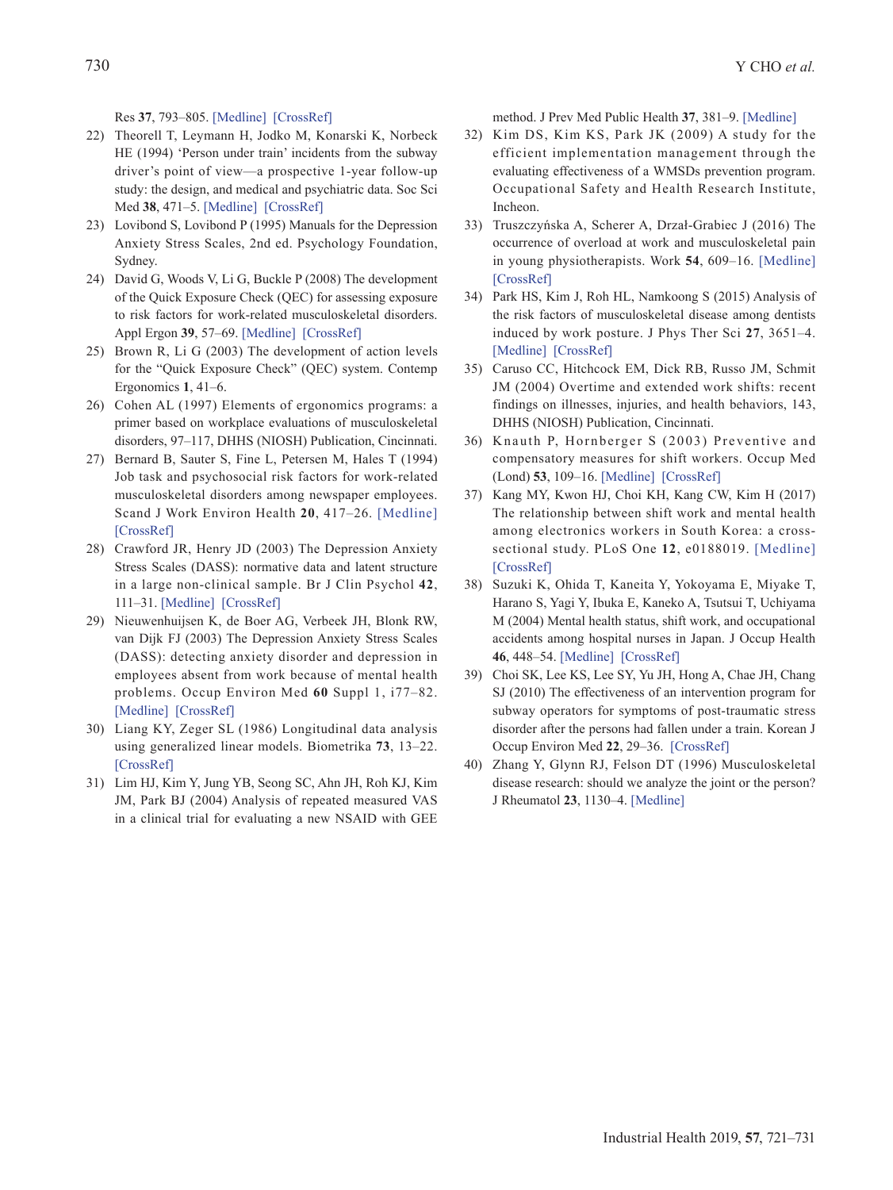Res **37**, 793–805. [Medline] [CrossRef]

22) Theorell T, Leymann H, Jodko M, Konarski K, Norbeck HE (1994) 'Person under train' incidents from the subway driver's point of view—a prospective 1-year follow-up study: the design, and medical and psychiatric data. Soc Sci Med **38**, 471–5. [Medline] [CrossRef]
23) Lovibond S, Lovibond P (1995) Manuals for the Depression Anxiety Stress Scales, 2nd ed. Psychology Foundation, Sydney.
24) David G, Woods V, Li G, Buckle P (2008) The development of the Quick Exposure Check (QEC) for assessing exposure to risk factors for work-related musculoskeletal disorders. Appl Ergon **39**, 57–69. [Medline] [CrossRef]
25) Brown R, Li G (2003) The development of action levels for the "Quick Exposure Check" (QEC) system. Contemp Ergonomics **1**, 41–6.
26) Cohen AL (1997) Elements of ergonomics programs: a primer based on workplace evaluations of musculoskeletal disorders, 97–117, DHHS (NIOSH) Publication, Cincinnati.
27) Bernard B, Sauter S, Fine L, Petersen M, Hales T (1994) Job task and psychosocial risk factors for work-related musculoskeletal disorders among newspaper employees. Scand J Work Environ Health **20**, 417–26. [Medline] [CrossRef]
28) Crawford JR, Henry JD (2003) The Depression Anxiety Stress Scales (DASS): normative data and latent structure in a large non-clinical sample. Br J Clin Psychol **42**, 111–31. [Medline] [CrossRef]
29) Nieuwenhuijsen K, de Boer AG, Verbeek JH, Blonk RW, van Dijk FJ (2003) The Depression Anxiety Stress Scales (DASS): detecting anxiety disorder and depression in employees absent from work because of mental health problems. Occup Environ Med **60** Suppl 1, i77–82. [Medline] [CrossRef]
30) Liang KY, Zeger SL (1986) Longitudinal data analysis using generalized linear models. Biometrika **73**, 13–22. [CrossRef]
31) Lim HJ, Kim Y, Jung YB, Seong SC, Ahn JH, Roh KJ, Kim JM, Park BJ (2004) Analysis of repeated measured VAS in a clinical trial for evaluating a new NSAID with GEE method. J Prev Med Public Health **37**, 381–9. [Medline]
32) Kim DS, Kim KS, Park JK (2009) A study for the efficient implementation management through the evaluating effectiveness of a WMSDs prevention program. Occupational Safety and Health Research Institute, Incheon.
33) Truszczyńska A, Scherer A, Drzał-Grabiec J (2016) The occurrence of overload at work and musculoskeletal pain in young physiotherapists. Work **54**, 609–16. [Medline] [CrossRef]
34) Park HS, Kim J, Roh HL, Namkoong S (2015) Analysis of the risk factors of musculoskeletal disease among dentists induced by work posture. J Phys Ther Sci **27**, 3651–4. [Medline] [CrossRef]
35) Caruso CC, Hitchcock EM, Dick RB, Russo JM, Schmit JM (2004) Overtime and extended work shifts: recent findings on illnesses, injuries, and health behaviors, 143, DHHS (NIOSH) Publication, Cincinnati.
36) Knauth P, Hornberger S (2003) Preventive and compensatory measures for shift workers. Occup Med (Lond) **53**, 109–16. [Medline] [CrossRef]
37) Kang MY, Kwon HJ, Choi KH, Kang CW, Kim H (2017) The relationship between shift work and mental health among electronics workers in South Korea: a cross-sectional study. PLoS One **12**, e0188019. [Medline] [CrossRef]
38) Suzuki K, Ohida T, Kaneita Y, Yokoyama E, Miyake T, Harano S, Yagi Y, Ibuka E, Kaneko A, Tsutsui T, Uchiyama M (2004) Mental health status, shift work, and occupational accidents among hospital nurses in Japan. J Occup Health **46**, 448–54. [Medline] [CrossRef]
39) Choi SK, Lee KS, Lee SY, Yu JH, Hong A, Chae JH, Chang SJ (2010) The effectiveness of an intervention program for subway operators for symptoms of post-traumatic stress disorder after the persons had fallen under a train. Korean J Occup Environ Med **22**, 29–36. [CrossRef]
40) Zhang Y, Glynn RJ, Felson DT (1996) Musculoskeletal disease research: should we analyze the joint or the person? J Rheumatol **23**, 1130–4. [Medline]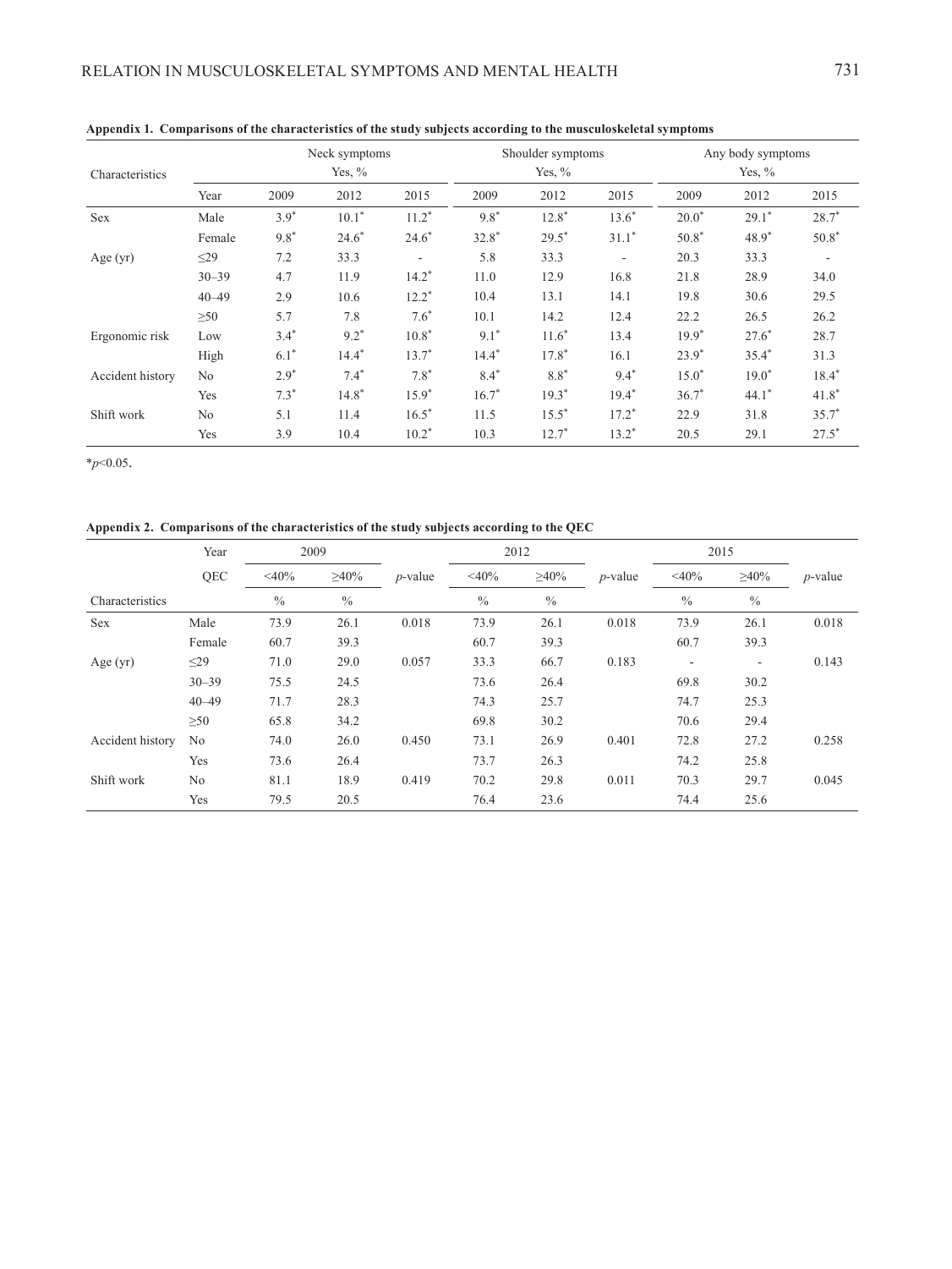**Appendix 1. Comparisons of the characteristics of the study subjects according to the musculoskeletal symptoms**

| Characteristics | | Neck symptoms Yes, % | | | Shoulder symptoms Yes, % | | | Any body symptoms Yes, % | | |
|---|---|---|---|---|---|---|---|---|---|---|
| | Year | 2009 | 2012 | 2015 | 2009 | 2012 | 2015 | 2009 | 2012 | 2015 |
| Sex | Male | 3.9* | 10.1* | 11.2* | 9.8* | 12.8* | 13.6* | 20.0* | 29.1* | 28.7* |
| | Female | 9.8* | 24.6* | 24.6* | 32.8* | 29.5* | 31.1* | 50.8* | 48.9* | 50.8* |
| Age (yr) | ≤29 | 7.2 | 33.3 | - | 5.8 | 33.3 | - | 20.3 | 33.3 | - |
| | 30–39 | 4.7 | 11.9 | 14.2* | 11.0 | 12.9 | 16.8 | 21.8 | 28.9 | 34.0 |
| | 40–49 | 2.9 | 10.6 | 12.2* | 10.4 | 13.1 | 14.1 | 19.8 | 30.6 | 29.5 |
| | ≥50 | 5.7 | 7.8 | 7.6* | 10.1 | 14.2 | 12.4 | 22.2 | 26.5 | 26.2 |
| Ergonomic risk | Low | 3.4* | 9.2* | 10.8* | 9.1* | 11.6* | 13.4 | 19.9* | 27.6* | 28.7 |
| | High | 6.1* | 14.4* | 13.7* | 14.4* | 17.8* | 16.1 | 23.9* | 35.4* | 31.3 |
| Accident history | No | 2.9* | 7.4* | 7.8* | 8.4* | 8.8* | 9.4* | 15.0* | 19.0* | 18.4* |
| | Yes | 7.3* | 14.8* | 15.9* | 16.7* | 19.3* | 19.4* | 36.7* | 44.1* | 41.8* |
| Shift work | No | 5.1 | 11.4 | 16.5* | 11.5 | 15.5* | 17.2* | 22.9 | 31.8 | 35.7* |
| | Yes | 3.9 | 10.4 | 10.2* | 10.3 | 12.7* | 13.2* | 20.5 | 29.1 | 27.5* |

*$p<0.05$.

**Appendix 2. Comparisons of the characteristics of the study subjects according to the QEC**

| | Year | 2009 | | | 2012 | | | 2015 | | |
|---|---|---|---|---|---|---|---|---|---|---|
| | QEC | <40% | ≥40% | *p*-value | <40% | ≥40% | *p*-value | <40% | ≥40% | *p*-value |
| Characteristics | | % | % | | % | % | | % | % | |
| Sex | Male | 73.9 | 26.1 | 0.018 | 73.9 | 26.1 | 0.018 | 73.9 | 26.1 | 0.018 |
| | Female | 60.7 | 39.3 | | 60.7 | 39.3 | | 60.7 | 39.3 | |
| Age (yr) | ≤29 | 71.0 | 29.0 | 0.057 | 33.3 | 66.7 | 0.183 | - | - | 0.143 |
| | 30–39 | 75.5 | 24.5 | | 73.6 | 26.4 | | 69.8 | 30.2 | |
| | 40–49 | 71.7 | 28.3 | | 74.3 | 25.7 | | 74.7 | 25.3 | |
| | ≥50 | 65.8 | 34.2 | | 69.8 | 30.2 | | 70.6 | 29.4 | |
| Accident history | No | 74.0 | 26.0 | 0.450 | 73.1 | 26.9 | 0.401 | 72.8 | 27.2 | 0.258 |
| | Yes | 73.6 | 26.4 | | 73.7 | 26.3 | | 74.2 | 25.8 | |
| Shift work | No | 81.1 | 18.9 | 0.419 | 70.2 | 29.8 | 0.011 | 70.3 | 29.7 | 0.045 |
| | Yes | 79.5 | 20.5 | | 76.4 | 23.6 | | 74.4 | 25.6 | |